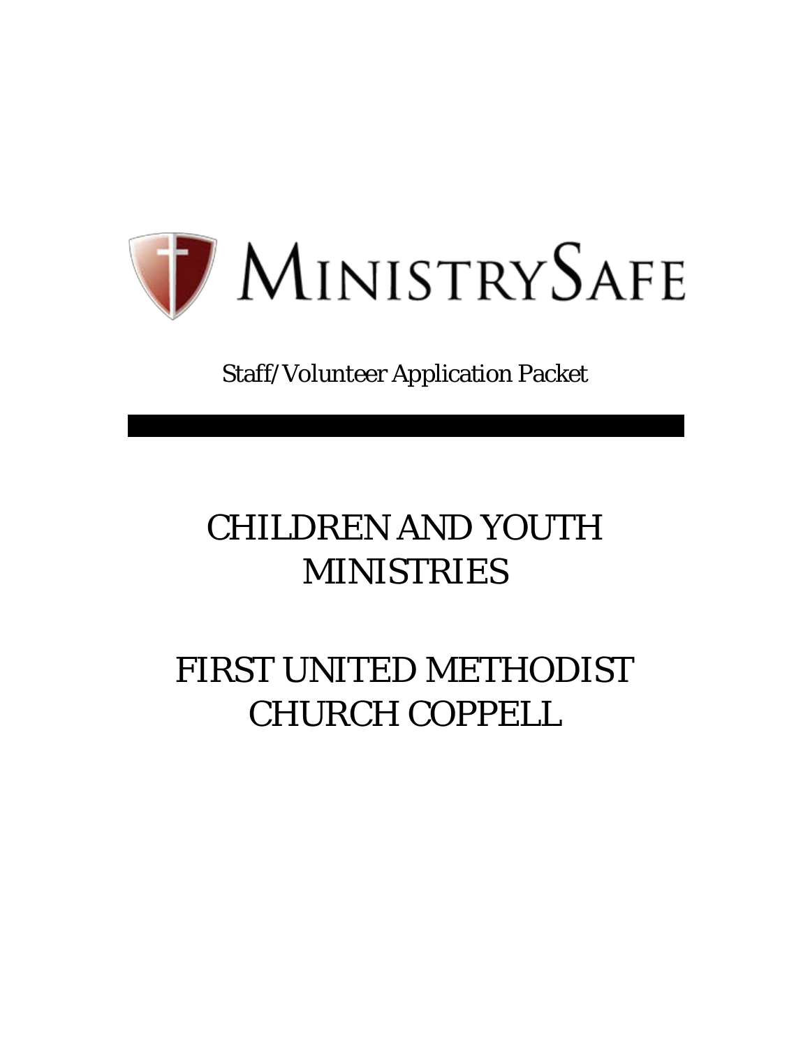# MINISTRYSAFE

Staff/Volunteer Application Packet

# CHILDREN AND YOUTH MINISTRIES

# FIRST UNITED METHODIST CHURCH COPPELL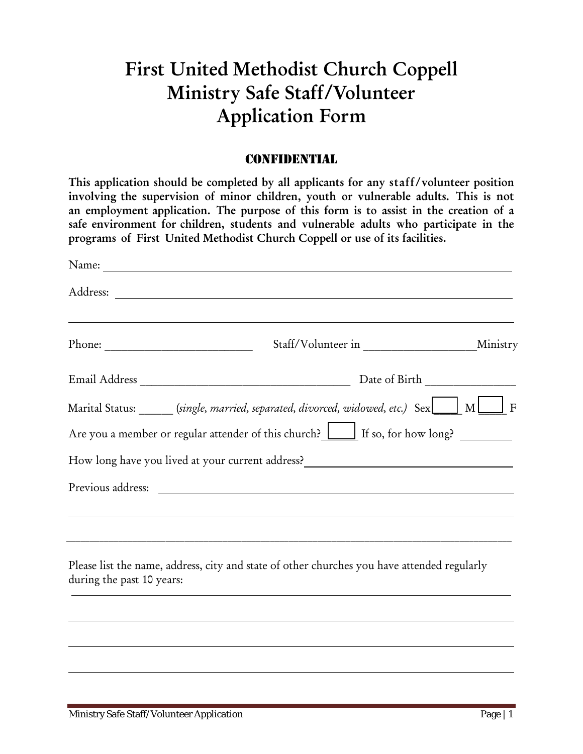# First United Methodist Church Coppell
# Ministry Safe Staff/Volunteer
# Application Form

## CONFIDENTIAL

**This application should be completed by all applicants for any staff/volunteer position involving the supervision of minor children, youth or vulnerable adults. This is not an employment application. The purpose of this form is to assist in the creation of a safe environment for children, students and vulnerable adults who participate in the programs of First United Methodist Church Coppell or use of its facilities.**

Name: ________________________________________________________________

Address: ______________________________________________________________

______________________________________________________________________

Phone: ________________________ Staff/Volunteer in __________________Ministry

Email Address ___________________________________ Date of Birth _______________

Marital Status: ______ (*single, married, separated, divorced, widowed, etc.*) Sex ____ M ____ F

Are you a member or regular attender of this church? _____ If so, for how long? _________

How long have you lived at your current address? ______________________________

Previous address: ______________________________________________________

______________________________________________________________________

______________________________________________________________________

Please list the name, address, city and state of other churches you have attended regularly during the past 10 years:

______________________________________________________________________

______________________________________________________________________

______________________________________________________________________

______________________________________________________________________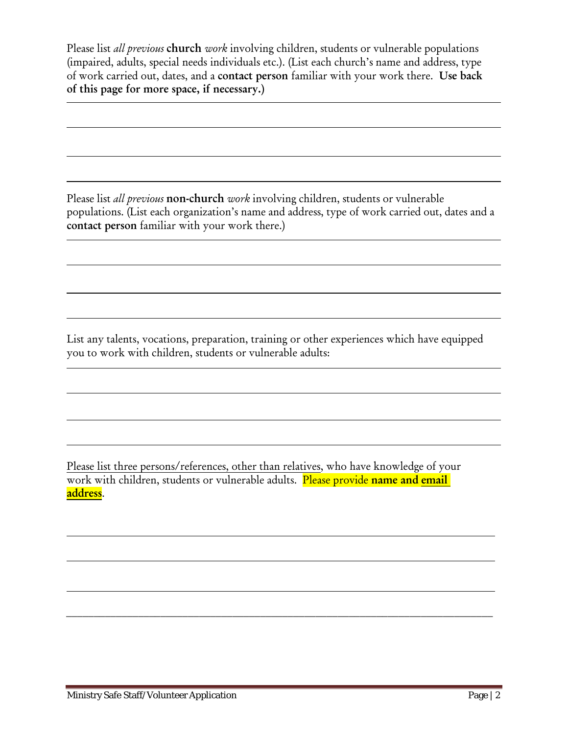Please list *all previous* **church** *work* involving children, students or vulnerable populations (impaired, adults, special needs individuals etc.). (List each church's name and address, type of work carried out, dates, and a **contact person** familiar with your work there. **Use back of this page for more space, if necessary.)**

Please list *all previous* **non-church** *work* involving children, students or vulnerable populations. (List each organization's name and address, type of work carried out, dates and a **contact person** familiar with your work there.)

List any talents, vocations, preparation, training or other experiences which have equipped you to work with children, students or vulnerable adults:

Please list three persons/references, other than relatives, who have knowledge of your work with children, students or vulnerable adults. Please provide **name and email address**.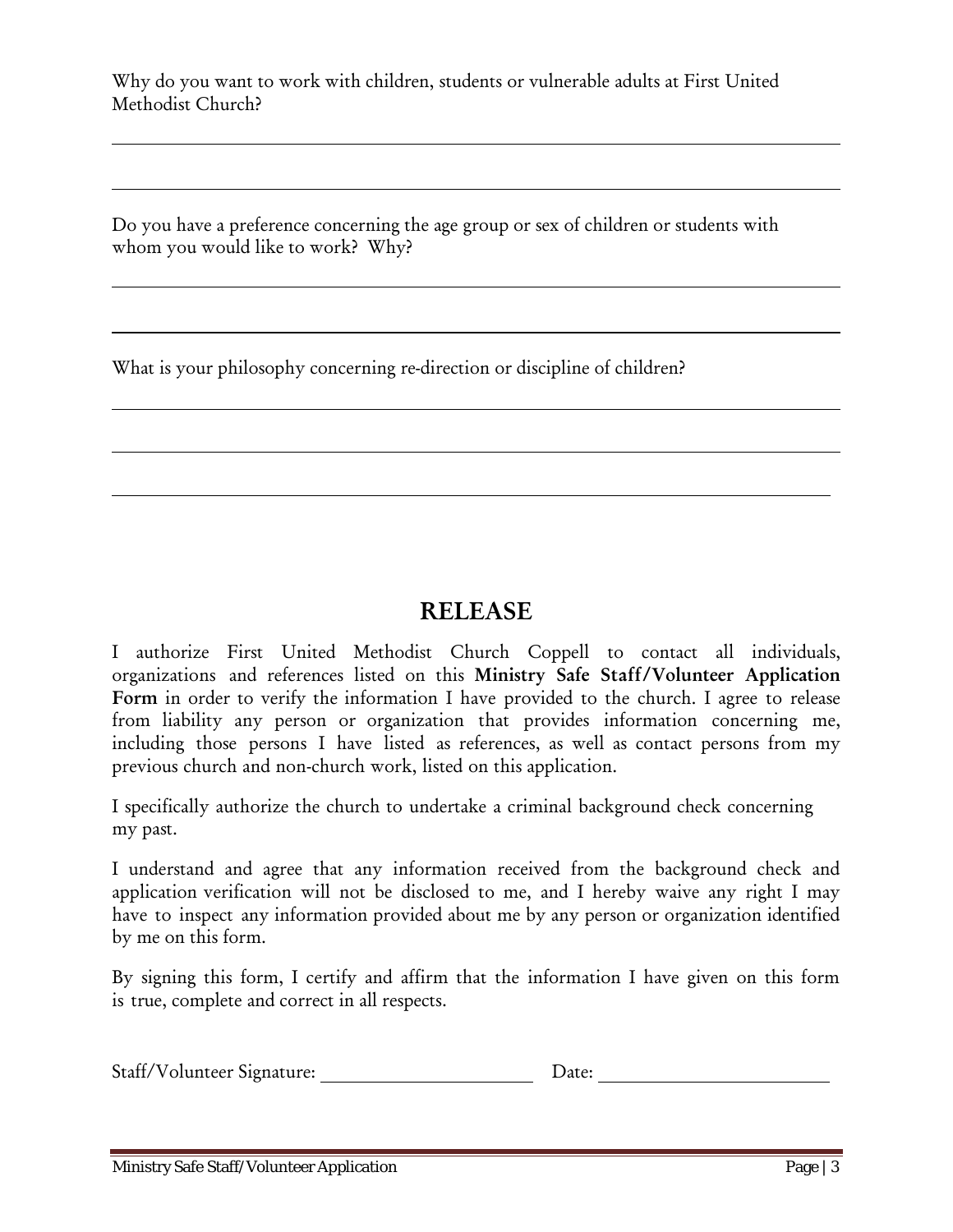Why do you want to work with children, students or vulnerable adults at First United Methodist Church?

\_\_\_\_\_\_\_\_\_\_\_\_\_\_\_\_\_\_\_\_\_\_\_\_\_\_\_\_\_\_\_\_\_\_\_\_\_\_\_\_\_\_\_\_\_\_\_\_\_\_\_\_\_\_\_\_\_\_\_\_\_\_\_\_\_\_\_\_\_\_

\_\_\_\_\_\_\_\_\_\_\_\_\_\_\_\_\_\_\_\_\_\_\_\_\_\_\_\_\_\_\_\_\_\_\_\_\_\_\_\_\_\_\_\_\_\_\_\_\_\_\_\_\_\_\_\_\_\_\_\_\_\_\_\_\_\_\_\_\_\_

Do you have a preference concerning the age group or sex of children or students with whom you would like to work? Why?

\_\_\_\_\_\_\_\_\_\_\_\_\_\_\_\_\_\_\_\_\_\_\_\_\_\_\_\_\_\_\_\_\_\_\_\_\_\_\_\_\_\_\_\_\_\_\_\_\_\_\_\_\_\_\_\_\_\_\_\_\_\_\_\_\_\_\_\_\_\_

\_\_\_\_\_\_\_\_\_\_\_\_\_\_\_\_\_\_\_\_\_\_\_\_\_\_\_\_\_\_\_\_\_\_\_\_\_\_\_\_\_\_\_\_\_\_\_\_\_\_\_\_\_\_\_\_\_\_\_\_\_\_\_\_\_\_\_\_\_\_

What is your philosophy concerning re-direction or discipline of children?

\_\_\_\_\_\_\_\_\_\_\_\_\_\_\_\_\_\_\_\_\_\_\_\_\_\_\_\_\_\_\_\_\_\_\_\_\_\_\_\_\_\_\_\_\_\_\_\_\_\_\_\_\_\_\_\_\_\_\_\_\_\_\_\_\_\_\_\_\_\_

\_\_\_\_\_\_\_\_\_\_\_\_\_\_\_\_\_\_\_\_\_\_\_\_\_\_\_\_\_\_\_\_\_\_\_\_\_\_\_\_\_\_\_\_\_\_\_\_\_\_\_\_\_\_\_\_\_\_\_\_\_\_\_\_\_\_\_\_\_\_

\_\_\_\_\_\_\_\_\_\_\_\_\_\_\_\_\_\_\_\_\_\_\_\_\_\_\_\_\_\_\_\_\_\_\_\_\_\_\_\_\_\_\_\_\_\_\_\_\_\_\_\_\_\_\_\_\_\_\_\_\_\_\_\_\_\_\_\_\_\_

## RELEASE

I authorize First United Methodist Church Coppell to contact all individuals, organizations and references listed on this **Ministry Safe Staff/Volunteer Application Form** in order to verify the information I have provided to the church. I agree to release from liability any person or organization that provides information concerning me, including those persons I have listed as references, as well as contact persons from my previous church and non-church work, listed on this application.

I specifically authorize the church to undertake a criminal background check concerning my past.

I understand and agree that any information received from the background check and application verification will not be disclosed to me, and I hereby waive any right I may have to inspect any information provided about me by any person or organization identified by me on this form.

By signing this form, I certify and affirm that the information I have given on this form is true, complete and correct in all respects.

Staff/Volunteer Signature: \_\_\_\_\_\_\_\_\_\_\_\_\_\_\_\_\_\_\_\_\_\_\_\_ Date: \_\_\_\_\_\_\_\_\_\_\_\_\_\_\_\_\_\_\_\_\_\_\_\_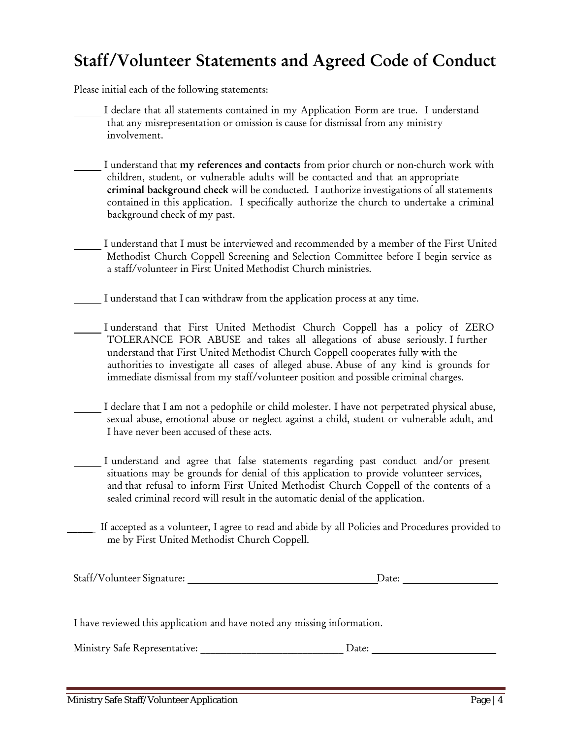# Staff/Volunteer Statements and Agreed Code of Conduct

Please initial each of the following statements:

_____ I declare that all statements contained in my Application Form are true. I understand that any misrepresentation or omission is cause for dismissal from any ministry involvement.

_____ I understand that **my references and contacts** from prior church or non-church work with children, student, or vulnerable adults will be contacted and that an appropriate **criminal background check** will be conducted. I authorize investigations of all statements contained in this application. I specifically authorize the church to undertake a criminal background check of my past.

_____ I understand that I must be interviewed and recommended by a member of the First United Methodist Church Coppell Screening and Selection Committee before I begin service as a staff/volunteer in First United Methodist Church ministries.

_____ I understand that I can withdraw from the application process at any time.

_____ I understand that First United Methodist Church Coppell has a policy of ZERO TOLERANCE FOR ABUSE and takes all allegations of abuse seriously. I further understand that First United Methodist Church Coppell cooperates fully with the authorities to investigate all cases of alleged abuse. Abuse of any kind is grounds for immediate dismissal from my staff/volunteer position and possible criminal charges.

_____ I declare that I am not a pedophile or child molester. I have not perpetrated physical abuse, sexual abuse, emotional abuse or neglect against a child, student or vulnerable adult, and I have never been accused of these acts.

_____ I understand and agree that false statements regarding past conduct and/or present situations may be grounds for denial of this application to provide volunteer services, and that refusal to inform First United Methodist Church Coppell of the contents of a sealed criminal record will result in the automatic denial of the application.

_____ If accepted as a volunteer, I agree to read and abide by all Policies and Procedures provided to me by First United Methodist Church Coppell.

Staff/Volunteer Signature: ______________________________ Date: ______________

I have reviewed this application and have noted any missing information.

Ministry Safe Representative: ______________________________ Date: ______________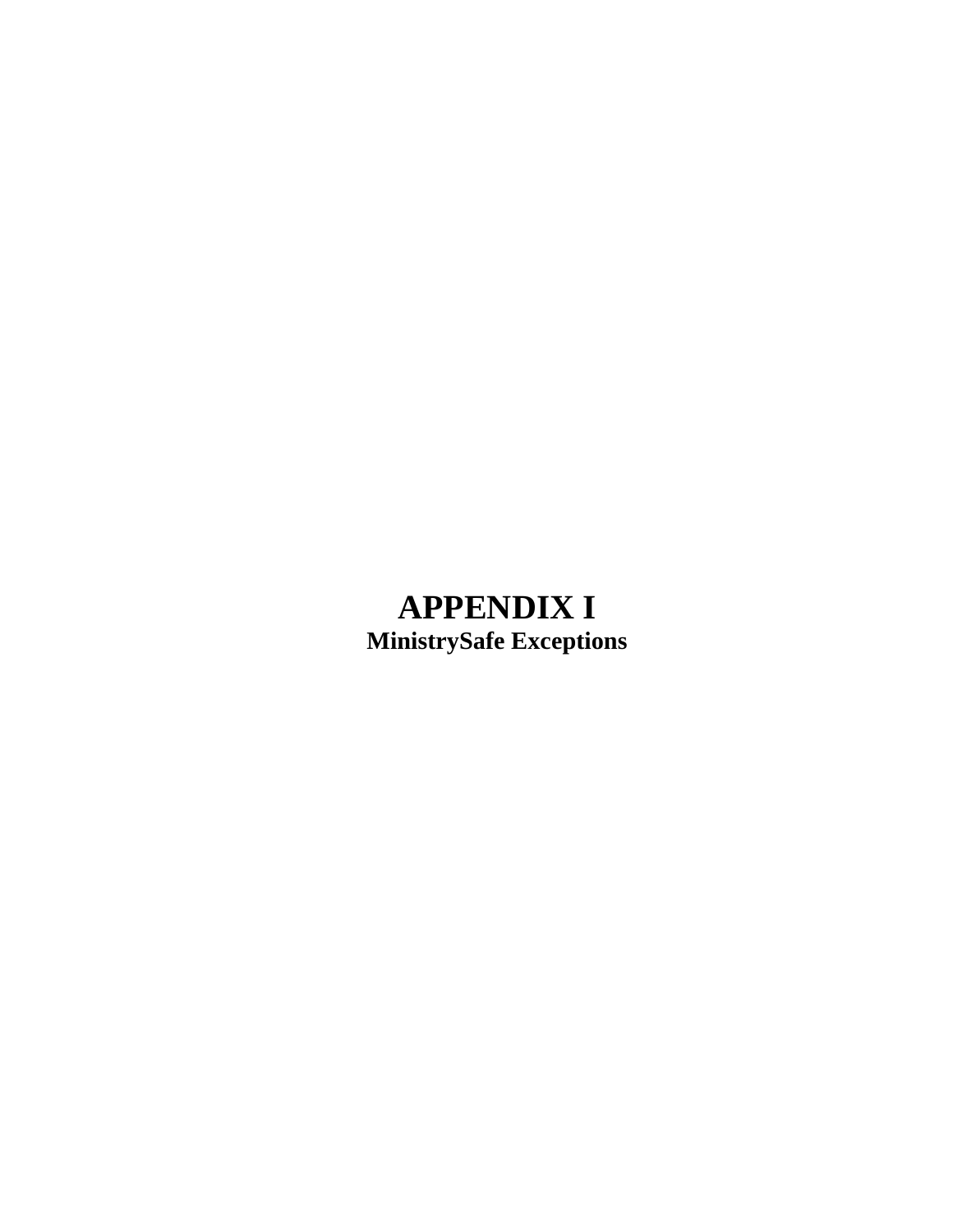# APPENDIX I

**MinistrySafe Exceptions**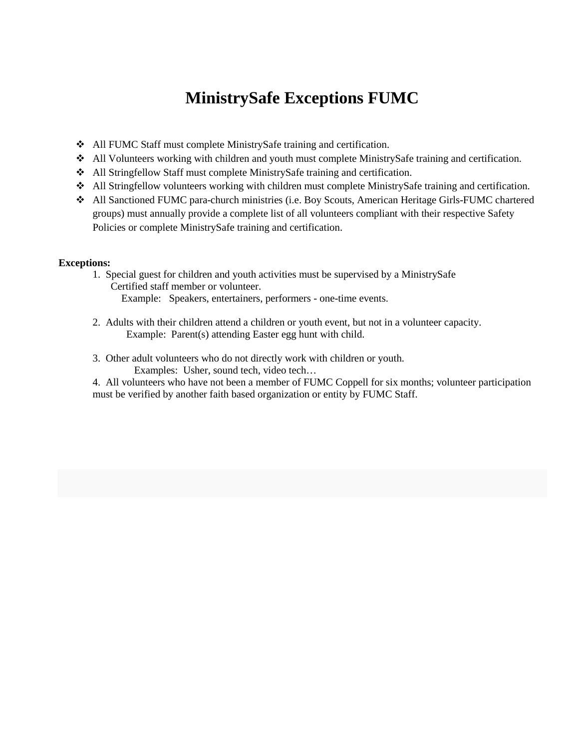# MinistrySafe Exceptions FUMC

- All FUMC Staff must complete MinistrySafe training and certification.
- All Volunteers working with children and youth must complete MinistrySafe training and certification.
- All Stringfellow Staff must complete MinistrySafe training and certification.
- All Stringfellow volunteers working with children must complete MinistrySafe training and certification.
- All Sanctioned FUMC para-church ministries (i.e. Boy Scouts, American Heritage Girls-FUMC chartered groups) must annually provide a complete list of all volunteers compliant with their respective Safety Policies or complete MinistrySafe training and certification.

**Exceptions:**

1. Special guest for children and youth activities must be supervised by a MinistrySafe Certified staff member or volunteer.
   Example: Speakers, entertainers, performers - one-time events.

2. Adults with their children attend a children or youth event, but not in a volunteer capacity.
   Example: Parent(s) attending Easter egg hunt with child.

3. Other adult volunteers who do not directly work with children or youth.
   Examples: Usher, sound tech, video tech…

4. All volunteers who have not been a member of FUMC Coppell for six months; volunteer participation must be verified by another faith based organization or entity by FUMC Staff.